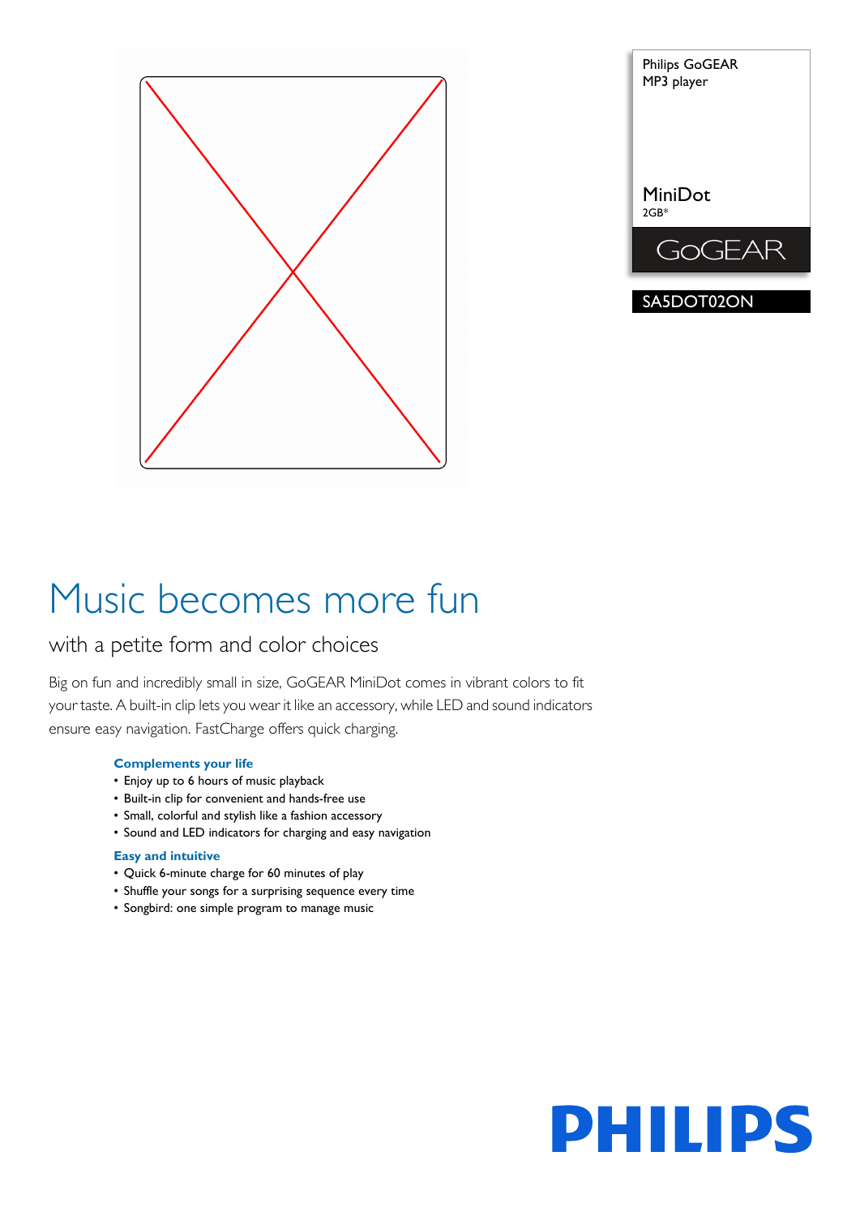Philips GoGEAR
MP3 player

MiniDot
2GB*

GoGEAR

SA5DOT02ON

# Music becomes more fun

## with a petite form and color choices

Big on fun and incredibly small in size, GoGEAR MiniDot comes in vibrant colors to fit your taste. A built-in clip lets you wear it like an accessory, while LED and sound indicators ensure easy navigation. FastCharge offers quick charging.

### Complements your life

- Enjoy up to 6 hours of music playback
- Built-in clip for convenient and hands-free use
- Small, colorful and stylish like a fashion accessory
- Sound and LED indicators for charging and easy navigation

### Easy and intuitive

- Quick 6-minute charge for 60 minutes of play
- Shuffle your songs for a surprising sequence every time
- Songbird: one simple program to manage music

PHILIPS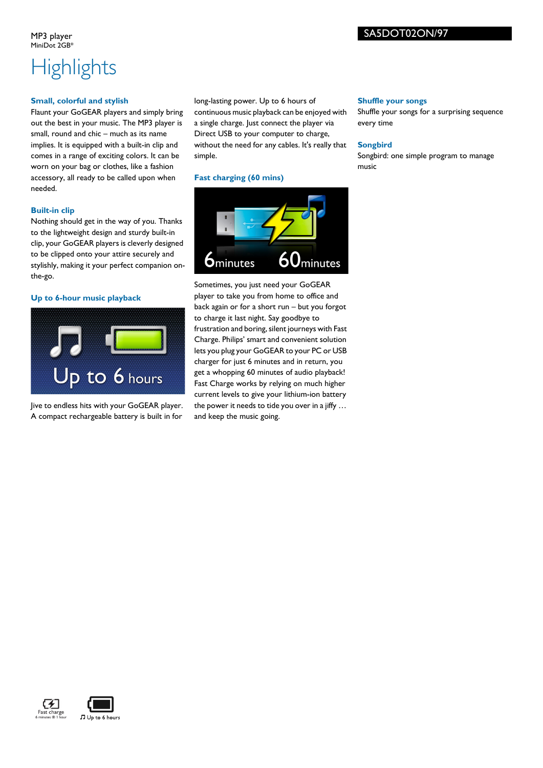MP3 player
MiniDot 2GB*

SA5DOT02ON/97

# Highlights

### Small, colorful and stylish

Flaunt your GoGEAR players and simply bring out the best in your music. The MP3 player is small, round and chic – much as its name implies. It is equipped with a built-in clip and comes in a range of exciting colors. It can be worn on your bag or clothes, like a fashion accessory, all ready to be called upon when needed.

### Built-in clip

Nothing should get in the way of you. Thanks to the lightweight design and sturdy built-in clip, your GoGEAR players is cleverly designed to be clipped onto your attire securely and stylishly, making it your perfect companion on-the-go.

### Up to 6-hour music playback

Up to 6 hours

Jive to endless hits with your GoGEAR player. A compact rechargeable battery is built in for long-lasting power. Up to 6 hours of continuous music playback can be enjoyed with a single charge. Just connect the player via Direct USB to your computer to charge, without the need for any cables. It's really that simple.

### Fast charging (60 mins)

6minutes 60minutes

Sometimes, you just need your GoGEAR player to take you from home to office and back again or for a short run – but you forgot to charge it last night. Say goodbye to frustration and boring, silent journeys with Fast Charge. Philips' smart and convenient solution lets you plug your GoGEAR to your PC or USB charger for just 6 minutes and in return, you get a whopping 60 minutes of audio playback! Fast Charge works by relying on much higher current levels to give your lithium-ion battery the power it needs to tide you over in a jiffy … and keep the music going.

### Shuffle your songs

Shuffle your songs for a surprising sequence every time

### Songbird

Songbird: one simple program to manage music

Fast charge
6 minutes ® 1 hour

Up to 6 hours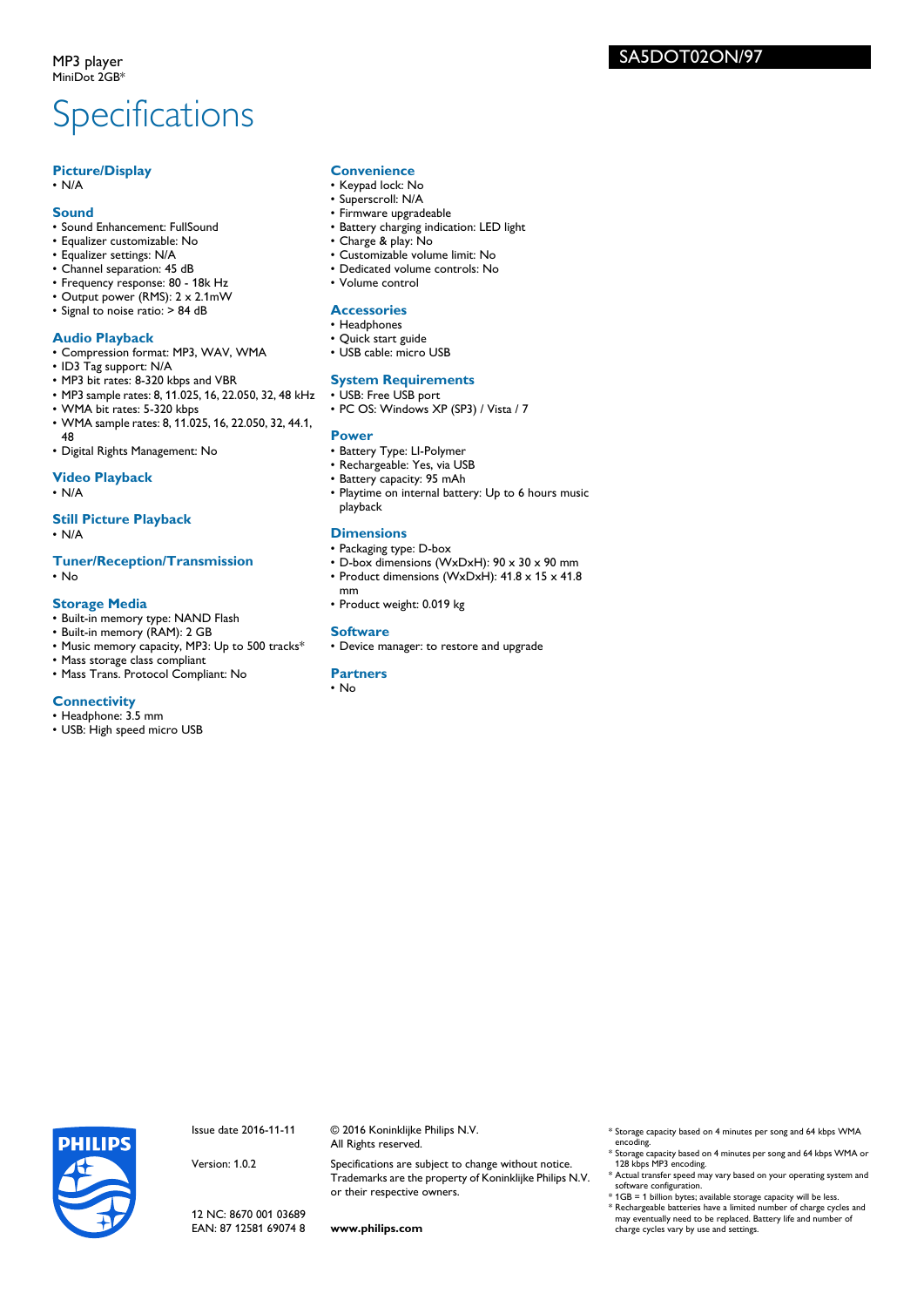MP3 player
MiniDot 2GB*

SA5DOT02ON/97

# Specifications

### Picture/Display
- N/A

### Sound
- Sound Enhancement: FullSound
- Equalizer customizable: No
- Equalizer settings: N/A
- Channel separation: 45 dB
- Frequency response: 80 - 18k Hz
- Output power (RMS): 2 x 2.1mW
- Signal to noise ratio: > 84 dB

### Audio Playback
- Compression format: MP3, WAV, WMA
- ID3 Tag support: N/A
- MP3 bit rates: 8-320 kbps and VBR
- MP3 sample rates: 8, 11.025, 16, 22.050, 32, 48 kHz
- WMA bit rates: 5-320 kbps
- WMA sample rates: 8, 11.025, 16, 22.050, 32, 44.1, 48
- Digital Rights Management: No

### Video Playback
- N/A

### Still Picture Playback
- N/A

### Tuner/Reception/Transmission
- No

### Storage Media
- Built-in memory type: NAND Flash
- Built-in memory (RAM): 2 GB
- Music memory capacity, MP3: Up to 500 tracks*
- Mass storage class compliant
- Mass Trans. Protocol Compliant: No

### Connectivity
- Headphone: 3.5 mm
- USB: High speed micro USB

### Convenience
- Keypad lock: No
- Superscroll: N/A
- Firmware upgradeable
- Battery charging indication: LED light
- Charge & play: No
- Customizable volume limit: No
- Dedicated volume controls: No
- Volume control

### Accessories
- Headphones
- Quick start guide
- USB cable: micro USB

### System Requirements
- USB: Free USB port
- PC OS: Windows XP (SP3) / Vista / 7

### Power
- Battery Type: LI-Polymer
- Rechargeable: Yes, via USB
- Battery capacity: 95 mAh
- Playtime on internal battery: Up to 6 hours music playback

### Dimensions
- Packaging type: D-box
- D-box dimensions (WxDxH): 90 x 30 x 90 mm
- Product dimensions (WxDxH): 41.8 x 15 x 41.8 mm
- Product weight: 0.019 kg

### Software
- Device manager: to restore and upgrade

### Partners
- No

Issue date 2016-11-11

Version: 1.0.2

12 NC: 8670 001 03689
EAN: 87 12581 69074 8

© 2016 Koninklijke Philips N.V.
All Rights reserved.

Specifications are subject to change without notice. Trademarks are the property of Koninklijke Philips N.V. or their respective owners.

www.philips.com

\* Storage capacity based on 4 minutes per song and 64 kbps WMA encoding.
\* Storage capacity based on 4 minutes per song and 64 kbps WMA or 128 kbps MP3 encoding.
\* Actual transfer speed may vary based on your operating system and software configuration.
\* 1GB = 1 billion bytes; available storage capacity will be less.
\* Rechargeable batteries have a limited number of charge cycles and may eventually need to be replaced. Battery life and number of charge cycles vary by use and settings.